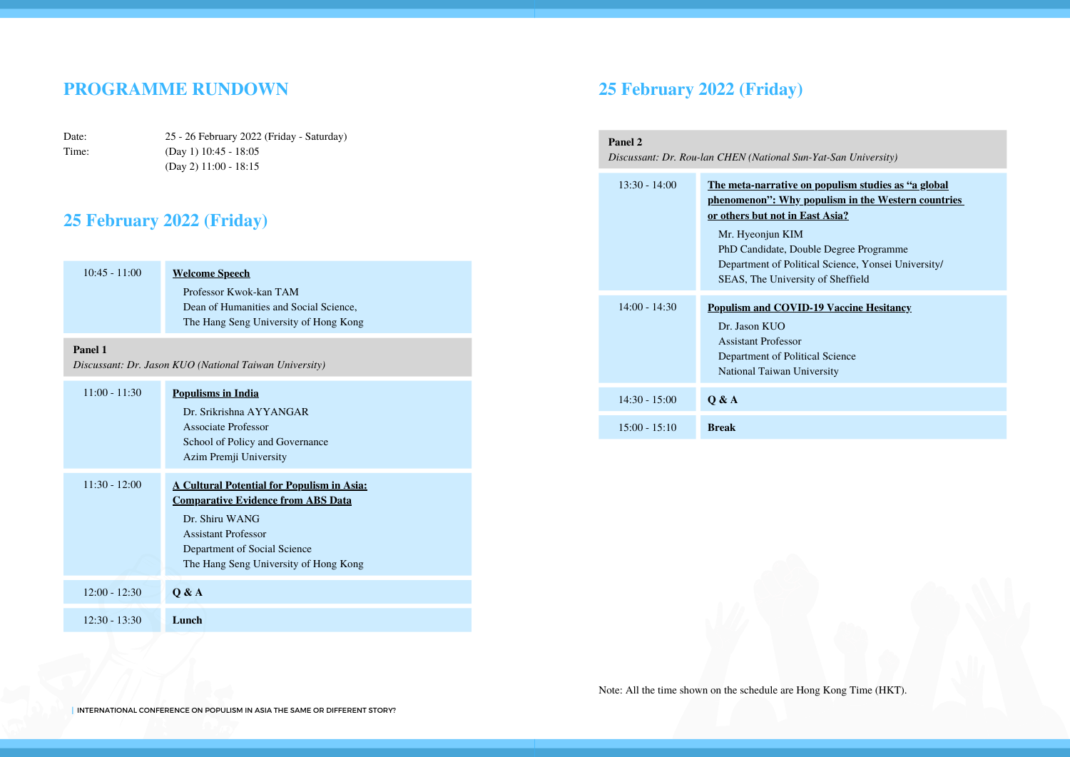# PROGRAMME RUNDOWN

| | |
|---|---|
| Date: | 25 - 26 February 2022 (Friday - Saturday) |
| Time: | (Day 1) 10:45 - 18:05 |
| | (Day 2) 11:00 - 18:15 |

## 25 February 2022 (Friday)

| Time | Programme |
|---|---|
| 10:45 - 11:00 | **Welcome Speech**<br>Professor Kwok-kan TAM<br>Dean of Humanities and Social Science,<br>The Hang Seng University of Hong Kong |
| **Panel 1**<br>*Discussant: Dr. Jason KUO (National Taiwan University)* | |
| 11:00 - 11:30 | **Populisms in India**<br>Dr. Srikrishna AYYANGAR<br>Associate Professor<br>School of Policy and Governance<br>Azim Premji University |
| 11:30 - 12:00 | **A Cultural Potential for Populism in Asia: Comparative Evidence from ABS Data**<br>Dr. Shiru WANG<br>Assistant Professor<br>Department of Social Science<br>The Hang Seng University of Hong Kong |
| 12:00 - 12:30 | **Q & A** |
| 12:30 - 13:30 | **Lunch** |

## 25 February 2022 (Friday)

| Time | Programme |
|---|---|
| **Panel 2**<br>*Discussant: Dr. Rou-lan CHEN (National Sun-Yat-San University)* | |
| 13:30 - 14:00 | **The meta-narrative on populism studies as "a global phenomenon": Why populism in the Western countries or others but not in East Asia?**<br>Mr. Hyeonjun KIM<br>PhD Candidate, Double Degree Programme<br>Department of Political Science, Yonsei University/<br>SEAS, The University of Sheffield |
| 14:00 - 14:30 | **Populism and COVID-19 Vaccine Hesitancy**<br>Dr. Jason KUO<br>Assistant Professor<br>Department of Political Science<br>National Taiwan University |
| 14:30 - 15:00 | **Q & A** |
| 15:00 - 15:10 | **Break** |

Note: All the time shown on the schedule are Hong Kong Time (HKT).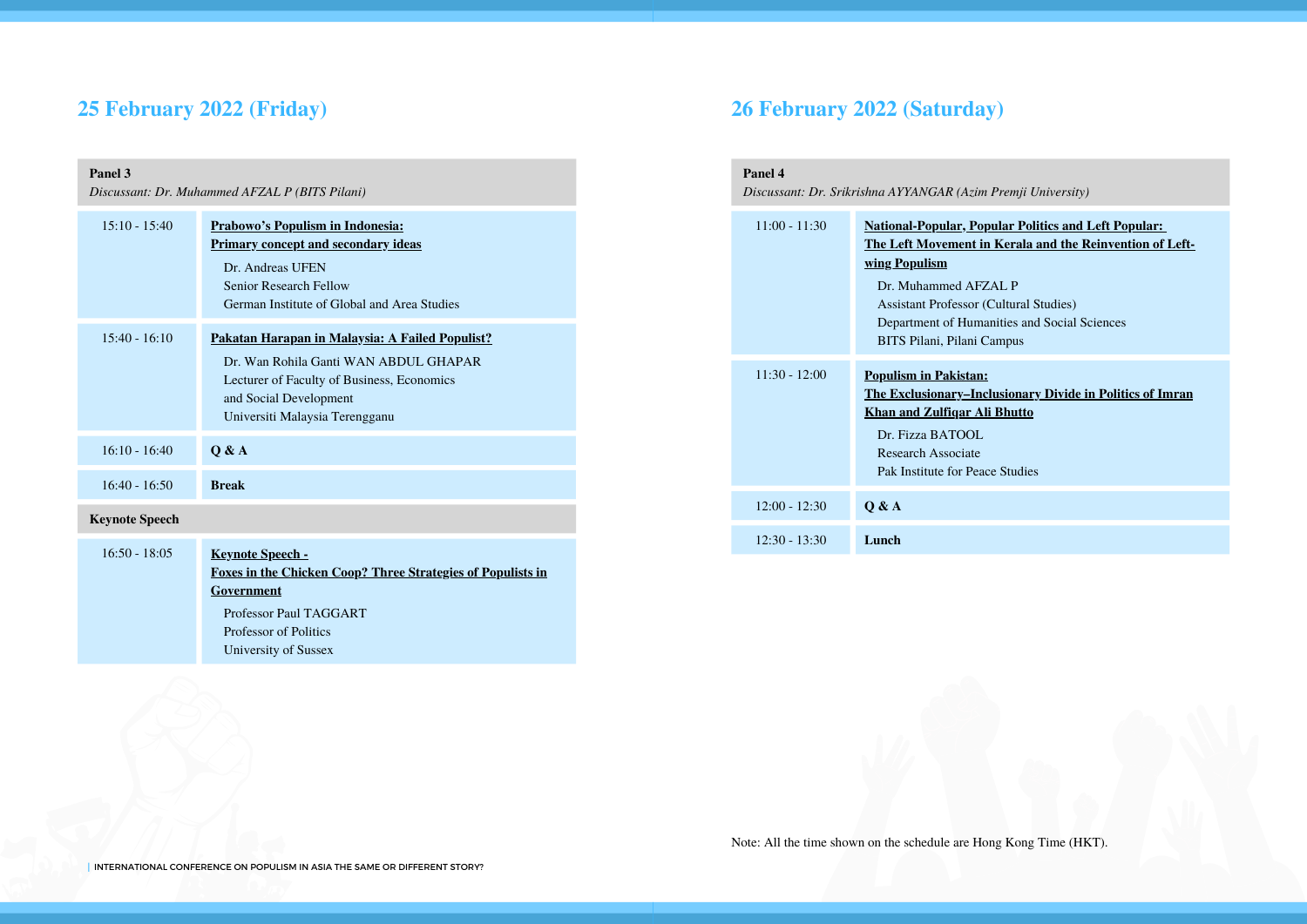## 25 February 2022 (Friday)

| Panel 3<br>*Discussant: Dr. Muhammed AFZAL P (BITS Pilani)* | |
|---|---|
| 15:10 - 15:40 | **Prabowo's Populism in Indonesia: Primary concept and secondary ideas**<br>Dr. Andreas UFEN<br>Senior Research Fellow<br>German Institute of Global and Area Studies |
| 15:40 - 16:10 | **Pakatan Harapan in Malaysia: A Failed Populist?**<br>Dr. Wan Rohila Ganti WAN ABDUL GHAPAR<br>Lecturer of Faculty of Business, Economics and Social Development<br>Universiti Malaysia Terengganu |
| 16:10 - 16:40 | **Q & A** |
| 16:40 - 16:50 | **Break** |
| **Keynote Speech** | |
| 16:50 - 18:05 | **Keynote Speech - Foxes in the Chicken Coop? Three Strategies of Populists in Government**<br>Professor Paul TAGGART<br>Professor of Politics<br>University of Sussex |

## 26 February 2022 (Saturday)

| Panel 4<br>*Discussant: Dr. Srikrishna AYYANGAR (Azim Premji University)* | |
|---|---|
| 11:00 - 11:30 | **National-Popular, Popular Politics and Left Popular: The Left Movement in Kerala and the Reinvention of Left-wing Populism**<br>Dr. Muhammed AFZAL P<br>Assistant Professor (Cultural Studies)<br>Department of Humanities and Social Sciences<br>BITS Pilani, Pilani Campus |
| 11:30 - 12:00 | **Populism in Pakistan: The Exclusionary–Inclusionary Divide in Politics of Imran Khan and Zulfiqar Ali Bhutto**<br>Dr. Fizza BATOOL<br>Research Associate<br>Pak Institute for Peace Studies |
| 12:00 - 12:30 | **Q & A** |
| 12:30 - 13:30 | **Lunch** |

Note: All the time shown on the schedule are Hong Kong Time (HKT).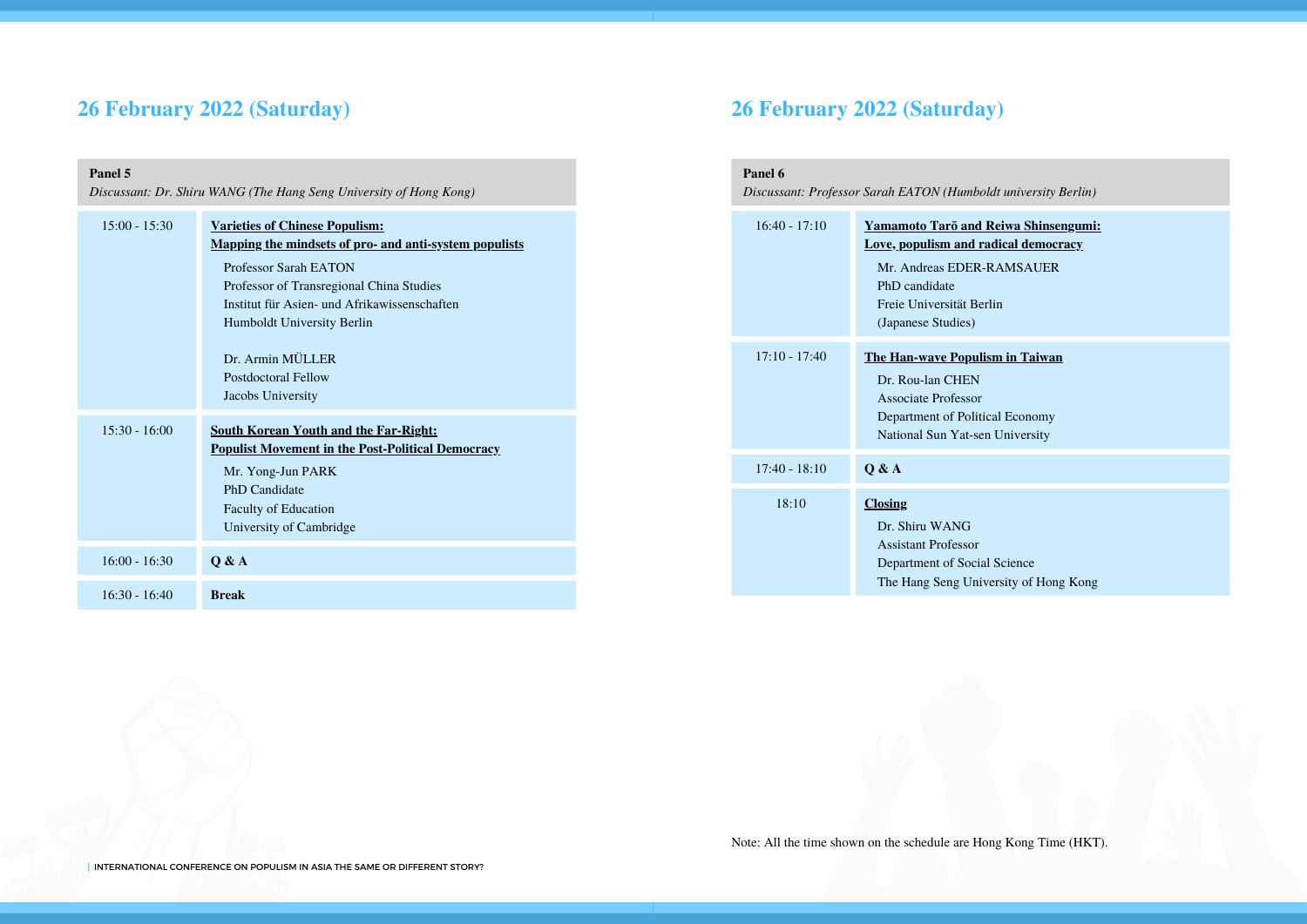## 26 February 2022 (Saturday)

**Panel 5**
*Discussant: Dr. Shiru WANG (The Hang Seng University of Hong Kong)*

| | |
|---|---|
| 15:00 - 15:30 | **Varieties of Chinese Populism: Mapping the mindsets of pro- and anti-system populists**<br>Professor Sarah EATON<br>Professor of Transregional China Studies<br>Institut für Asien- und Afrikawissenschaften<br>Humboldt University Berlin<br><br>Dr. Armin MÜLLER<br>Postdoctoral Fellow<br>Jacobs University |
| 15:30 - 16:00 | **South Korean Youth and the Far-Right: Populist Movement in the Post-Political Democracy**<br>Mr. Yong-Jun PARK<br>PhD Candidate<br>Faculty of Education<br>University of Cambridge |
| 16:00 - 16:30 | **Q & A** |
| 16:30 - 16:40 | **Break** |

## 26 February 2022 (Saturday)

**Panel 6**
*Discussant: Professor Sarah EATON (Humboldt university Berlin)*

| | |
|---|---|
| 16:40 - 17:10 | **Yamamoto Tarō and Reiwa Shinsengumi: Love, populism and radical democracy**<br>Mr. Andreas EDER-RAMSAUER<br>PhD candidate<br>Freie Universität Berlin<br>(Japanese Studies) |
| 17:10 - 17:40 | **The Han-wave Populism in Taiwan**<br>Dr. Rou-lan CHEN<br>Associate Professor<br>Department of Political Economy<br>National Sun Yat-sen University |
| 17:40 - 18:10 | **Q & A** |
| 18:10 | **Closing**<br>Dr. Shiru WANG<br>Assistant Professor<br>Department of Social Science<br>The Hang Seng University of Hong Kong |

Note: All the time shown on the schedule are Hong Kong Time (HKT).